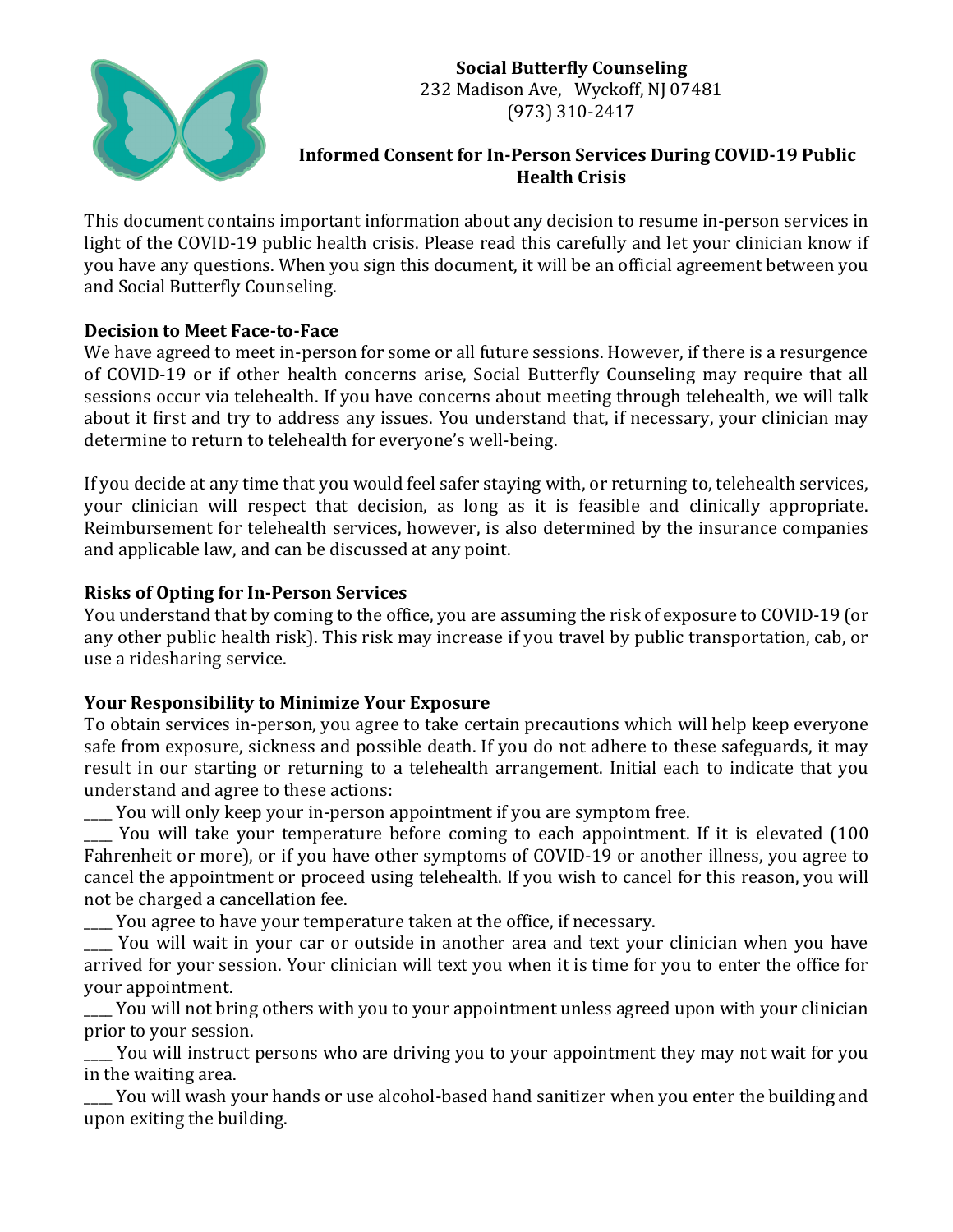**Social Butterfly Counseling**
232 Madison Ave, Wyckoff, NJ 07481
(973) 310-2417

# Informed Consent for In-Person Services During COVID-19 Public Health Crisis

This document contains important information about any decision to resume in-person services in light of the COVID-19 public health crisis. Please read this carefully and let your clinician know if you have any questions. When you sign this document, it will be an official agreement between you and Social Butterfly Counseling.

**Decision to Meet Face-to-Face**

We have agreed to meet in-person for some or all future sessions. However, if there is a resurgence of COVID-19 or if other health concerns arise, Social Butterfly Counseling may require that all sessions occur via telehealth. If you have concerns about meeting through telehealth, we will talk about it first and try to address any issues. You understand that, if necessary, your clinician may determine to return to telehealth for everyone's well-being.

If you decide at any time that you would feel safer staying with, or returning to, telehealth services, your clinician will respect that decision, as long as it is feasible and clinically appropriate. Reimbursement for telehealth services, however, is also determined by the insurance companies and applicable law, and can be discussed at any point.

**Risks of Opting for In-Person Services**

You understand that by coming to the office, you are assuming the risk of exposure to COVID-19 (or any other public health risk). This risk may increase if you travel by public transportation, cab, or use a ridesharing service.

**Your Responsibility to Minimize Your Exposure**

To obtain services in-person, you agree to take certain precautions which will help keep everyone safe from exposure, sickness and possible death. If you do not adhere to these safeguards, it may result in our starting or returning to a telehealth arrangement. Initial each to indicate that you understand and agree to these actions:

____ You will only keep your in-person appointment if you are symptom free.

____ You will take your temperature before coming to each appointment. If it is elevated (100 Fahrenheit or more), or if you have other symptoms of COVID-19 or another illness, you agree to cancel the appointment or proceed using telehealth. If you wish to cancel for this reason, you will not be charged a cancellation fee.

____ You agree to have your temperature taken at the office, if necessary.

____ You will wait in your car or outside in another area and text your clinician when you have arrived for your session. Your clinician will text you when it is time for you to enter the office for your appointment.

____ You will not bring others with you to your appointment unless agreed upon with your clinician prior to your session.

____ You will instruct persons who are driving you to your appointment they may not wait for you in the waiting area.

____ You will wash your hands or use alcohol-based hand sanitizer when you enter the building and upon exiting the building.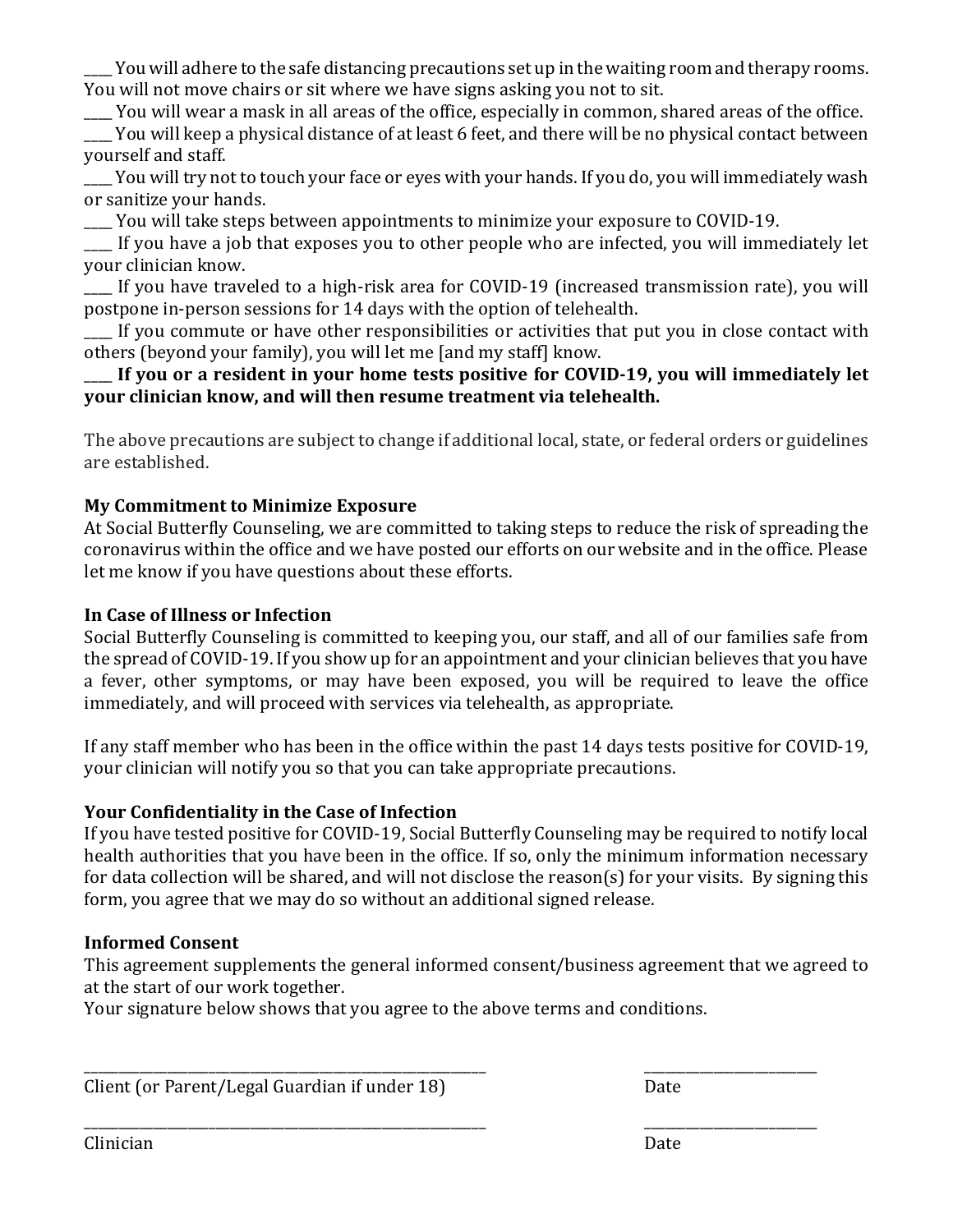____ You will adhere to the safe distancing precautions set up in the waiting room and therapy rooms. You will not move chairs or sit where we have signs asking you not to sit.
____ You will wear a mask in all areas of the office, especially in common, shared areas of the office.
____ You will keep a physical distance of at least 6 feet, and there will be no physical contact between yourself and staff.
____ You will try not to touch your face or eyes with your hands. If you do, you will immediately wash or sanitize your hands.
____ You will take steps between appointments to minimize your exposure to COVID-19.
____ If you have a job that exposes you to other people who are infected, you will immediately let your clinician know.
____ If you have traveled to a high-risk area for COVID-19 (increased transmission rate), you will postpone in-person sessions for 14 days with the option of telehealth.
____ If you commute or have other responsibilities or activities that put you in close contact with others (beyond your family), you will let me [and my staff] know.
**____ If you or a resident in your home tests positive for COVID-19, you will immediately let your clinician know, and will then resume treatment via telehealth.**

The above precautions are subject to change if additional local, state, or federal orders or guidelines are established.

**My Commitment to Minimize Exposure**
At Social Butterfly Counseling, we are committed to taking steps to reduce the risk of spreading the coronavirus within the office and we have posted our efforts on our website and in the office. Please let me know if you have questions about these efforts.

**In Case of Illness or Infection**
Social Butterfly Counseling is committed to keeping you, our staff, and all of our families safe from the spread of COVID-19. If you show up for an appointment and your clinician believes that you have a fever, other symptoms, or may have been exposed, you will be required to leave the office immediately, and will proceed with services via telehealth, as appropriate.

If any staff member who has been in the office within the past 14 days tests positive for COVID-19, your clinician will notify you so that you can take appropriate precautions.

**Your Confidentiality in the Case of Infection**
If you have tested positive for COVID-19, Social Butterfly Counseling may be required to notify local health authorities that you have been in the office. If so, only the minimum information necessary for data collection will be shared, and will not disclose the reason(s) for your visits. By signing this form, you agree that we may do so without an additional signed release.

**Informed Consent**
This agreement supplements the general informed consent/business agreement that we agreed to at the start of our work together.
Your signature below shows that you agree to the above terms and conditions.

______________________________________________ ____________________
Client (or Parent/Legal Guardian if under 18) Date

______________________________________________ ____________________
Clinician Date